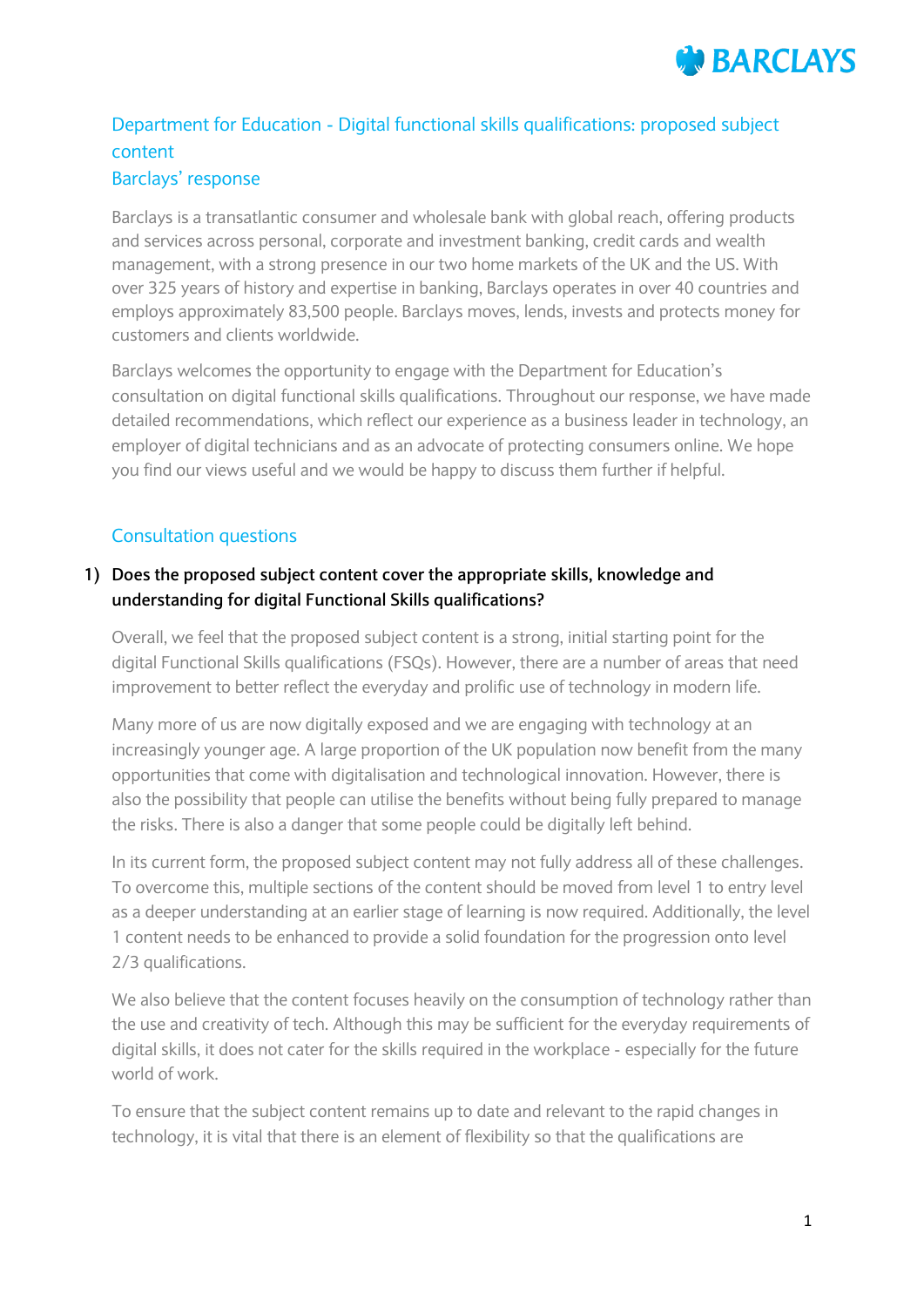## Department for Education - Digital functional skills qualifications: proposed subject content

## Barclays' response

Barclays is a transatlantic consumer and wholesale bank with global reach, offering products and services across personal, corporate and investment banking, credit cards and wealth management, with a strong presence in our two home markets of the UK and the US. With over 325 years of history and expertise in banking, Barclays operates in over 40 countries and employs approximately 83,500 people. Barclays moves, lends, invests and protects money for customers and clients worldwide.

Barclays welcomes the opportunity to engage with the Department for Education's consultation on digital functional skills qualifications. Throughout our response, we have made detailed recommendations, which reflect our experience as a business leader in technology, an employer of digital technicians and as an advocate of protecting consumers online. We hope you find our views useful and we would be happy to discuss them further if helpful.

### Consultation questions

1) **Does the proposed subject content cover the appropriate skills, knowledge and understanding for digital Functional Skills qualifications?**

Overall, we feel that the proposed subject content is a strong, initial starting point for the digital Functional Skills qualifications (FSQs). However, there are a number of areas that need improvement to better reflect the everyday and prolific use of technology in modern life.

Many more of us are now digitally exposed and we are engaging with technology at an increasingly younger age. A large proportion of the UK population now benefit from the many opportunities that come with digitalisation and technological innovation. However, there is also the possibility that people can utilise the benefits without being fully prepared to manage the risks. There is also a danger that some people could be digitally left behind.

In its current form, the proposed subject content may not fully address all of these challenges. To overcome this, multiple sections of the content should be moved from level 1 to entry level as a deeper understanding at an earlier stage of learning is now required. Additionally, the level 1 content needs to be enhanced to provide a solid foundation for the progression onto level 2/3 qualifications.

We also believe that the content focuses heavily on the consumption of technology rather than the use and creativity of tech. Although this may be sufficient for the everyday requirements of digital skills, it does not cater for the skills required in the workplace - especially for the future world of work.

To ensure that the subject content remains up to date and relevant to the rapid changes in technology, it is vital that there is an element of flexibility so that the qualifications are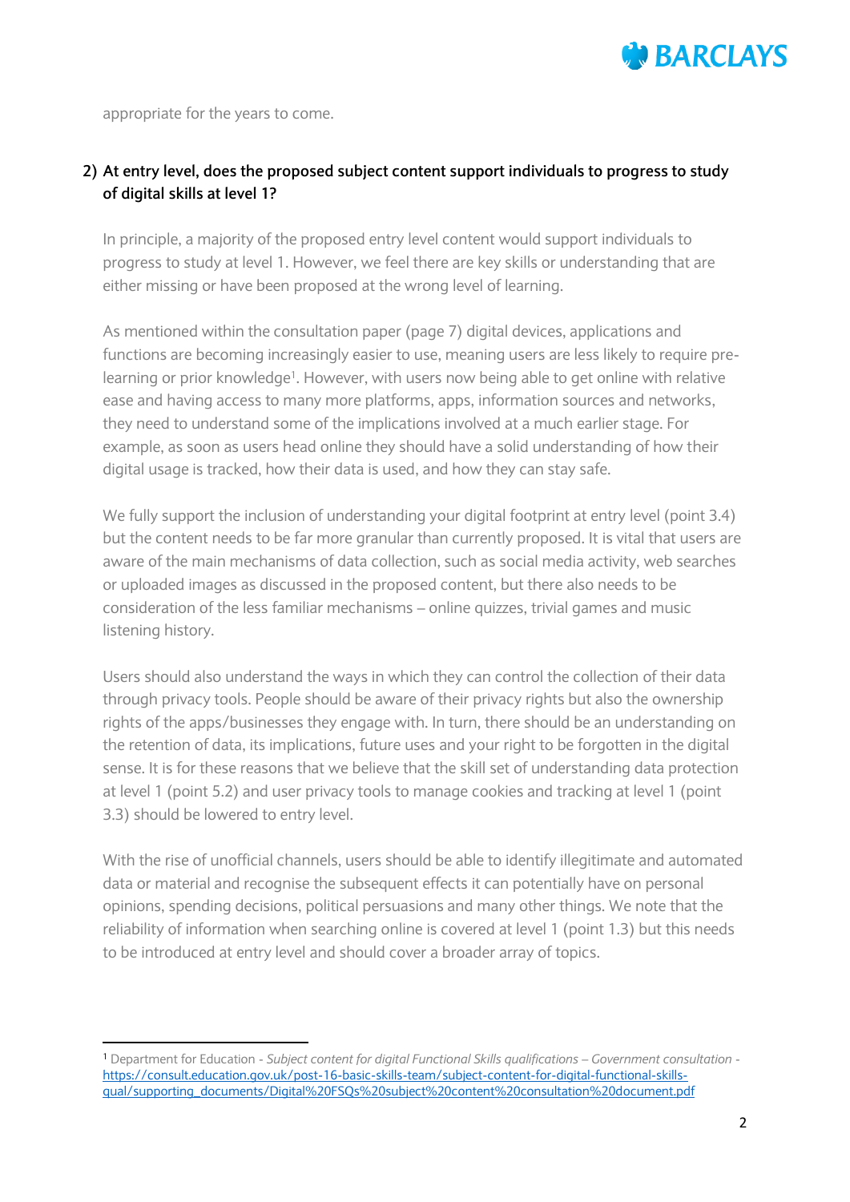appropriate for the years to come.

**2) At entry level, does the proposed subject content support individuals to progress to study of digital skills at level 1?**

In principle, a majority of the proposed entry level content would support individuals to progress to study at level 1. However, we feel there are key skills or understanding that are either missing or have been proposed at the wrong level of learning.

As mentioned within the consultation paper (page 7) digital devices, applications and functions are becoming increasingly easier to use, meaning users are less likely to require pre-learning or prior knowledge[1]. However, with users now being able to get online with relative ease and having access to many more platforms, apps, information sources and networks, they need to understand some of the implications involved at a much earlier stage. For example, as soon as users head online they should have a solid understanding of how their digital usage is tracked, how their data is used, and how they can stay safe.

We fully support the inclusion of understanding your digital footprint at entry level (point 3.4) but the content needs to be far more granular than currently proposed. It is vital that users are aware of the main mechanisms of data collection, such as social media activity, web searches or uploaded images as discussed in the proposed content, but there also needs to be consideration of the less familiar mechanisms – online quizzes, trivial games and music listening history.

Users should also understand the ways in which they can control the collection of their data through privacy tools. People should be aware of their privacy rights but also the ownership rights of the apps/businesses they engage with. In turn, there should be an understanding on the retention of data, its implications, future uses and your right to be forgotten in the digital sense. It is for these reasons that we believe that the skill set of understanding data protection at level 1 (point 5.2) and user privacy tools to manage cookies and tracking at level 1 (point 3.3) should be lowered to entry level.

With the rise of unofficial channels, users should be able to identify illegitimate and automated data or material and recognise the subsequent effects it can potentially have on personal opinions, spending decisions, political persuasions and many other things. We note that the reliability of information when searching online is covered at level 1 (point 1.3) but this needs to be introduced at entry level and should cover a broader array of topics.

---

[1] Department for Education - *Subject content for digital Functional Skills qualifications – Government consultation* - https://consult.education.gov.uk/post-16-basic-skills-team/subject-content-for-digital-functional-skills-qual/supporting_documents/Digital%20FSQs%20subject%20content%20consultation%20document.pdf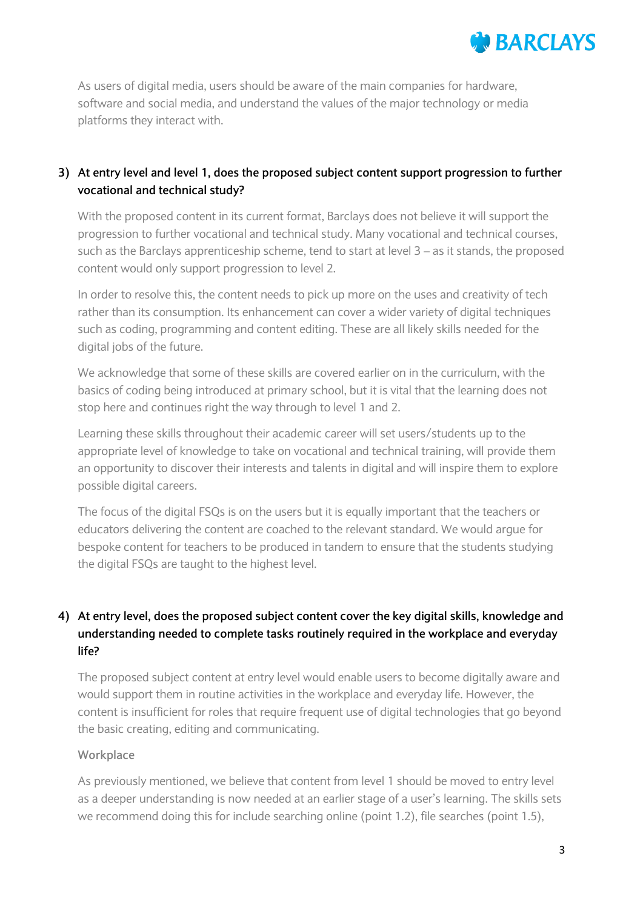As users of digital media, users should be aware of the main companies for hardware, software and social media, and understand the values of the major technology or media platforms they interact with.

**3) At entry level and level 1, does the proposed subject content support progression to further vocational and technical study?**

With the proposed content in its current format, Barclays does not believe it will support the progression to further vocational and technical study. Many vocational and technical courses, such as the Barclays apprenticeship scheme, tend to start at level 3 – as it stands, the proposed content would only support progression to level 2.

In order to resolve this, the content needs to pick up more on the uses and creativity of tech rather than its consumption. Its enhancement can cover a wider variety of digital techniques such as coding, programming and content editing. These are all likely skills needed for the digital jobs of the future.

We acknowledge that some of these skills are covered earlier on in the curriculum, with the basics of coding being introduced at primary school, but it is vital that the learning does not stop here and continues right the way through to level 1 and 2.

Learning these skills throughout their academic career will set users/students up to the appropriate level of knowledge to take on vocational and technical training, will provide them an opportunity to discover their interests and talents in digital and will inspire them to explore possible digital careers.

The focus of the digital FSQs is on the users but it is equally important that the teachers or educators delivering the content are coached to the relevant standard. We would argue for bespoke content for teachers to be produced in tandem to ensure that the students studying the digital FSQs are taught to the highest level.

**4) At entry level, does the proposed subject content cover the key digital skills, knowledge and understanding needed to complete tasks routinely required in the workplace and everyday life?**

The proposed subject content at entry level would enable users to become digitally aware and would support them in routine activities in the workplace and everyday life. However, the content is insufficient for roles that require frequent use of digital technologies that go beyond the basic creating, editing and communicating.

Workplace

As previously mentioned, we believe that content from level 1 should be moved to entry level as a deeper understanding is now needed at an earlier stage of a user's learning. The skills sets we recommend doing this for include searching online (point 1.2), file searches (point 1.5),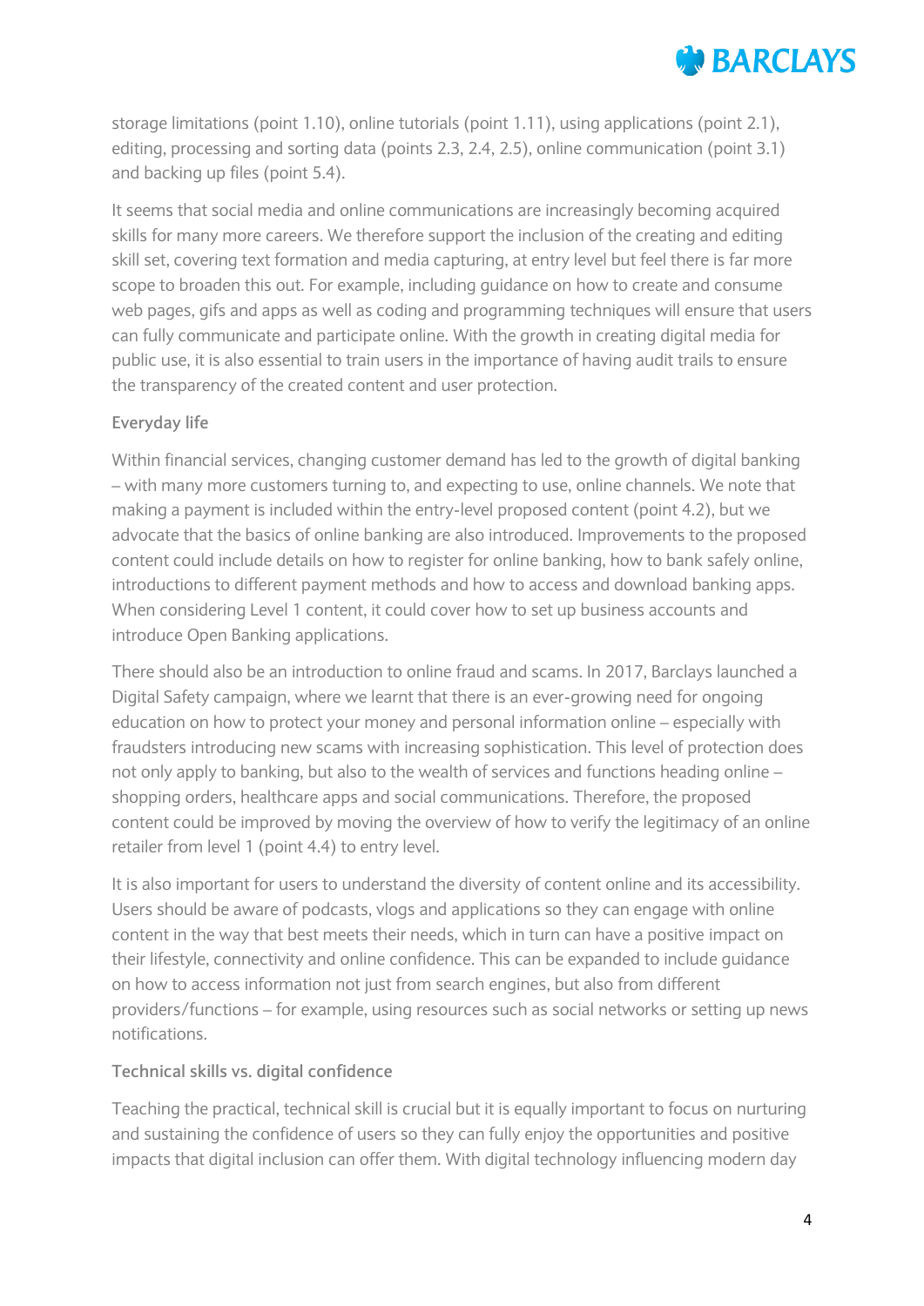storage limitations (point 1.10), online tutorials (point 1.11), using applications (point 2.1), editing, processing and sorting data (points 2.3, 2.4, 2.5), online communication (point 3.1) and backing up files (point 5.4).

It seems that social media and online communications are increasingly becoming acquired skills for many more careers. We therefore support the inclusion of the creating and editing skill set, covering text formation and media capturing, at entry level but feel there is far more scope to broaden this out. For example, including guidance on how to create and consume web pages, gifs and apps as well as coding and programming techniques will ensure that users can fully communicate and participate online. With the growth in creating digital media for public use, it is also essential to train users in the importance of having audit trails to ensure the transparency of the created content and user protection.

### Everyday life

Within financial services, changing customer demand has led to the growth of digital banking – with many more customers turning to, and expecting to use, online channels. We note that making a payment is included within the entry-level proposed content (point 4.2), but we advocate that the basics of online banking are also introduced. Improvements to the proposed content could include details on how to register for online banking, how to bank safely online, introductions to different payment methods and how to access and download banking apps. When considering Level 1 content, it could cover how to set up business accounts and introduce Open Banking applications.

There should also be an introduction to online fraud and scams. In 2017, Barclays launched a Digital Safety campaign, where we learnt that there is an ever-growing need for ongoing education on how to protect your money and personal information online – especially with fraudsters introducing new scams with increasing sophistication. This level of protection does not only apply to banking, but also to the wealth of services and functions heading online – shopping orders, healthcare apps and social communications. Therefore, the proposed content could be improved by moving the overview of how to verify the legitimacy of an online retailer from level 1 (point 4.4) to entry level.

It is also important for users to understand the diversity of content online and its accessibility. Users should be aware of podcasts, vlogs and applications so they can engage with online content in the way that best meets their needs, which in turn can have a positive impact on their lifestyle, connectivity and online confidence. This can be expanded to include guidance on how to access information not just from search engines, but also from different providers/functions – for example, using resources such as social networks or setting up news notifications.

### Technical skills vs. digital confidence

Teaching the practical, technical skill is crucial but it is equally important to focus on nurturing and sustaining the confidence of users so they can fully enjoy the opportunities and positive impacts that digital inclusion can offer them. With digital technology influencing modern day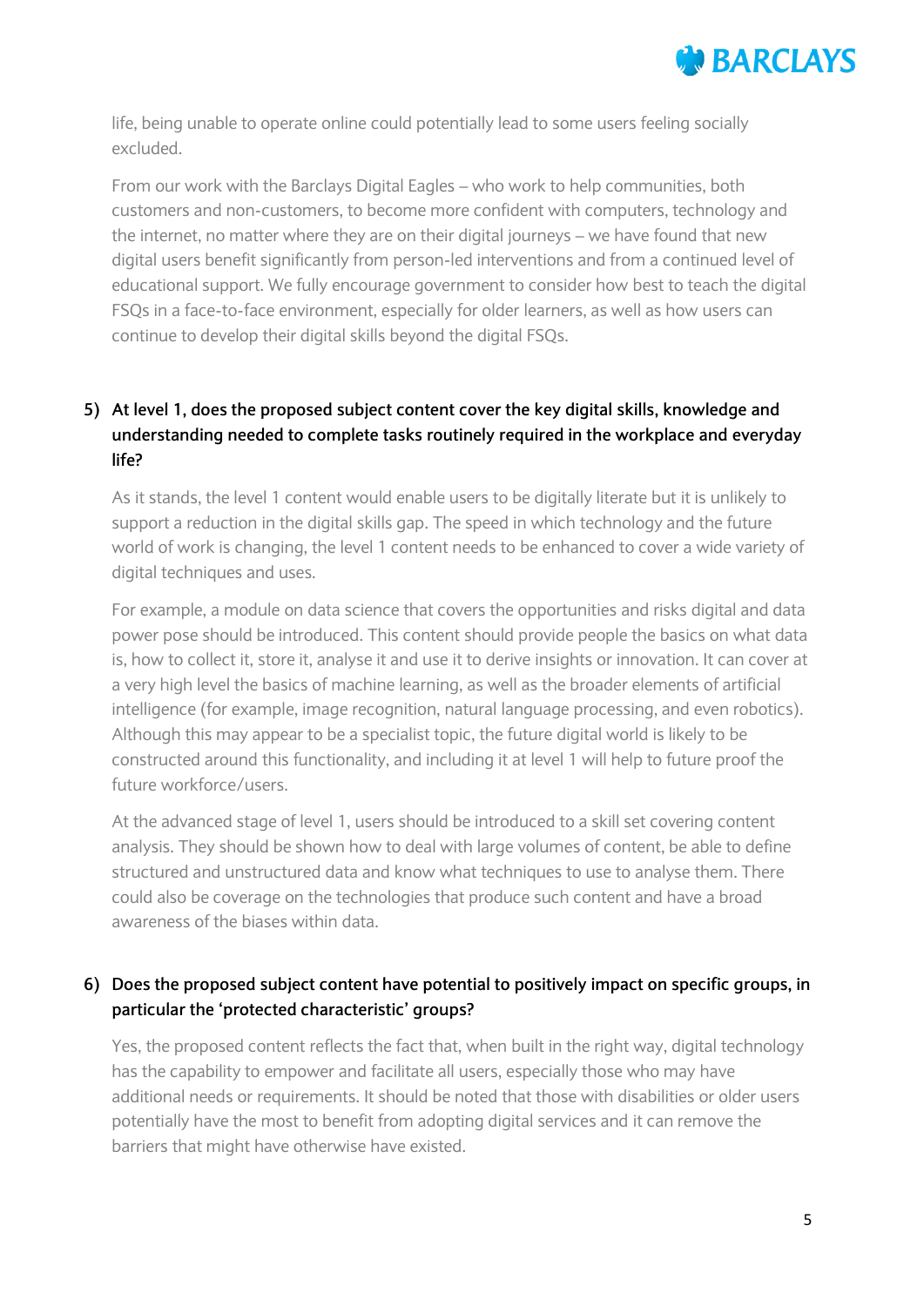life, being unable to operate online could potentially lead to some users feeling socially excluded.

From our work with the Barclays Digital Eagles – who work to help communities, both customers and non-customers, to become more confident with computers, technology and the internet, no matter where they are on their digital journeys – we have found that new digital users benefit significantly from person-led interventions and from a continued level of educational support. We fully encourage government to consider how best to teach the digital FSQs in a face-to-face environment, especially for older learners, as well as how users can continue to develop their digital skills beyond the digital FSQs.

**5) At level 1, does the proposed subject content cover the key digital skills, knowledge and understanding needed to complete tasks routinely required in the workplace and everyday life?**

As it stands, the level 1 content would enable users to be digitally literate but it is unlikely to support a reduction in the digital skills gap. The speed in which technology and the future world of work is changing, the level 1 content needs to be enhanced to cover a wide variety of digital techniques and uses.

For example, a module on data science that covers the opportunities and risks digital and data power pose should be introduced. This content should provide people the basics on what data is, how to collect it, store it, analyse it and use it to derive insights or innovation. It can cover at a very high level the basics of machine learning, as well as the broader elements of artificial intelligence (for example, image recognition, natural language processing, and even robotics). Although this may appear to be a specialist topic, the future digital world is likely to be constructed around this functionality, and including it at level 1 will help to future proof the future workforce/users.

At the advanced stage of level 1, users should be introduced to a skill set covering content analysis. They should be shown how to deal with large volumes of content, be able to define structured and unstructured data and know what techniques to use to analyse them. There could also be coverage on the technologies that produce such content and have a broad awareness of the biases within data.

**6) Does the proposed subject content have potential to positively impact on specific groups, in particular the 'protected characteristic' groups?**

Yes, the proposed content reflects the fact that, when built in the right way, digital technology has the capability to empower and facilitate all users, especially those who may have additional needs or requirements. It should be noted that those with disabilities or older users potentially have the most to benefit from adopting digital services and it can remove the barriers that might have otherwise have existed.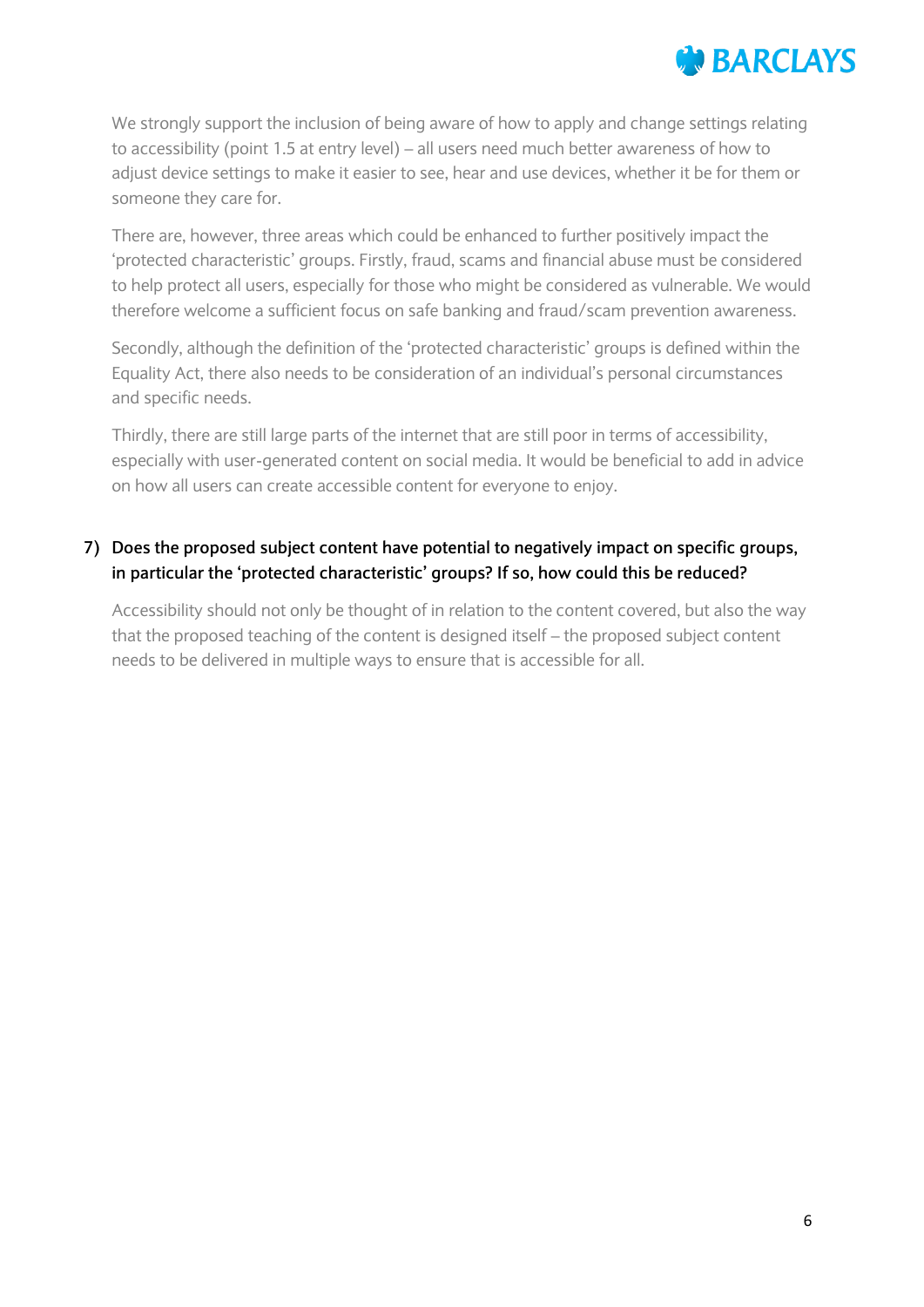We strongly support the inclusion of being aware of how to apply and change settings relating to accessibility (point 1.5 at entry level) – all users need much better awareness of how to adjust device settings to make it easier to see, hear and use devices, whether it be for them or someone they care for.

There are, however, three areas which could be enhanced to further positively impact the 'protected characteristic' groups. Firstly, fraud, scams and financial abuse must be considered to help protect all users, especially for those who might be considered as vulnerable. We would therefore welcome a sufficient focus on safe banking and fraud/scam prevention awareness.

Secondly, although the definition of the 'protected characteristic' groups is defined within the Equality Act, there also needs to be consideration of an individual's personal circumstances and specific needs.

Thirdly, there are still large parts of the internet that are still poor in terms of accessibility, especially with user-generated content on social media. It would be beneficial to add in advice on how all users can create accessible content for everyone to enjoy.

**7) Does the proposed subject content have potential to negatively impact on specific groups, in particular the 'protected characteristic' groups? If so, how could this be reduced?**

Accessibility should not only be thought of in relation to the content covered, but also the way that the proposed teaching of the content is designed itself – the proposed subject content needs to be delivered in multiple ways to ensure that is accessible for all.